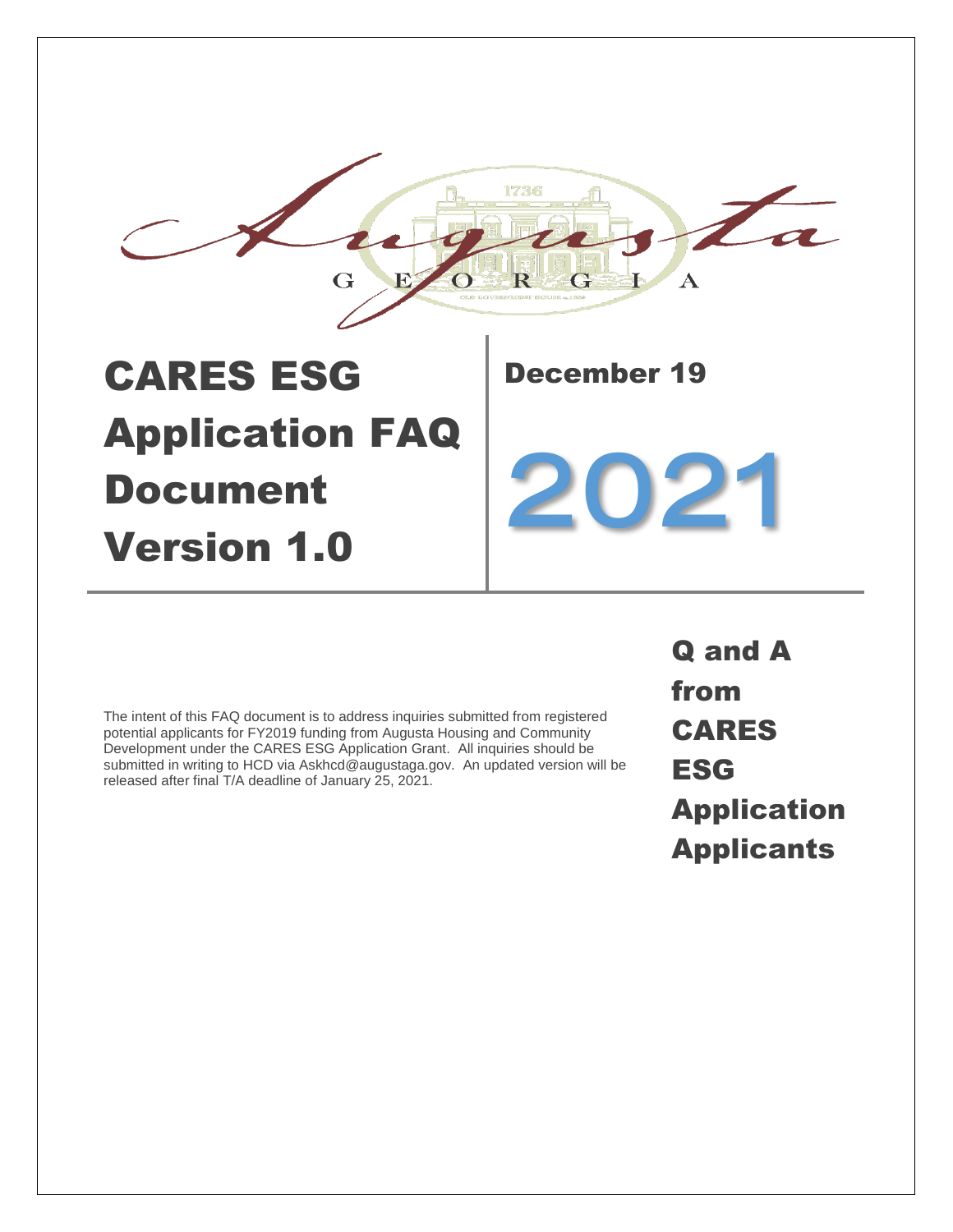Augusta

GEORGIA

# CARES ESG Application FAQ Document Version 1.0

## December 19

# 2021

The intent of this FAQ document is to address inquiries submitted from registered potential applicants for FY2019 funding from Augusta Housing and Community Development under the CARES ESG Application Grant. All inquiries should be submitted in writing to HCD via Askhcd@augustaga.gov. An updated version will be released after final T/A deadline of January 25, 2021.

## Q and A from CARES ESG Application Applicants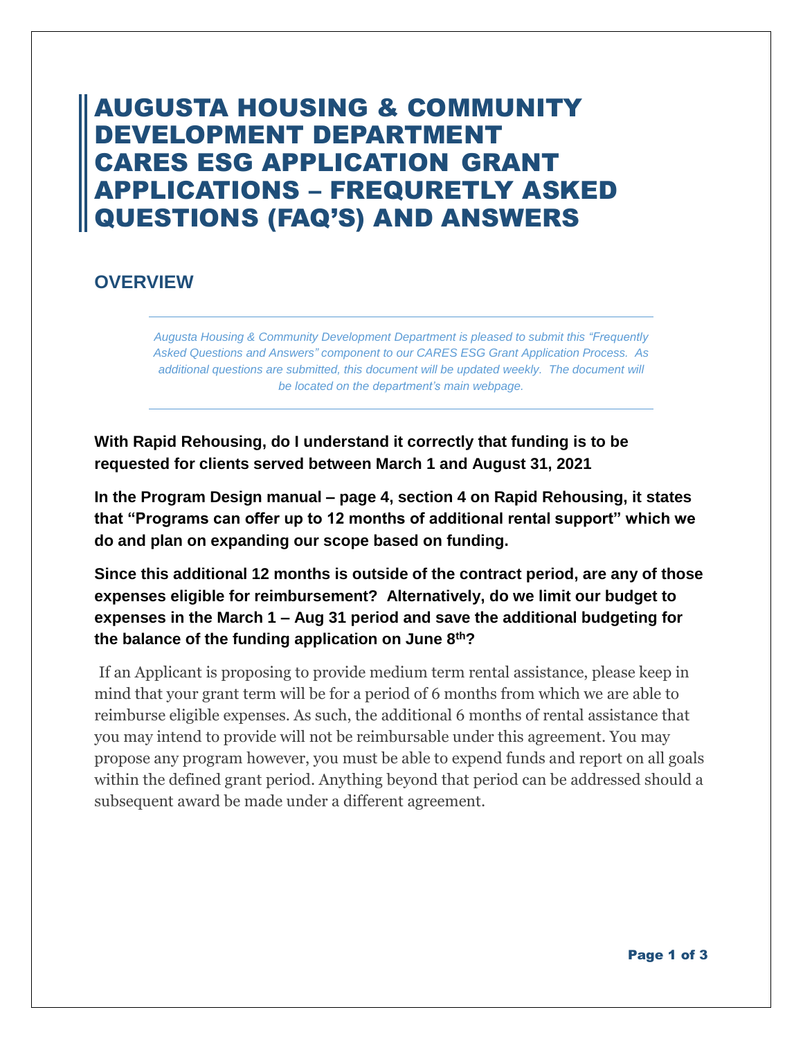# AUGUSTA HOUSING & COMMUNITY DEVELOPMENT DEPARTMENT CARES ESG APPLICATION GRANT APPLICATIONS – FREQURETLY ASKED QUESTIONS (FAQ'S) AND ANSWERS

## OVERVIEW

*Augusta Housing & Community Development Department is pleased to submit this "Frequently Asked Questions and Answers" component to our CARES ESG Grant Application Process. As additional questions are submitted, this document will be updated weekly. The document will be located on the department's main webpage.*

**With Rapid Rehousing, do I understand it correctly that funding is to be requested for clients served between March 1 and August 31, 2021**

**In the Program Design manual – page 4, section 4 on Rapid Rehousing, it states that "Programs can offer up to 12 months of additional rental support" which we do and plan on expanding our scope based on funding.**

**Since this additional 12 months is outside of the contract period, are any of those expenses eligible for reimbursement? Alternatively, do we limit our budget to expenses in the March 1 – Aug 31 period and save the additional budgeting for the balance of the funding application on June 8th?**

If an Applicant is proposing to provide medium term rental assistance, please keep in mind that your grant term will be for a period of 6 months from which we are able to reimburse eligible expenses. As such, the additional 6 months of rental assistance that you may intend to provide will not be reimbursable under this agreement. You may propose any program however, you must be able to expend funds and report on all goals within the defined grant period. Anything beyond that period can be addressed should a subsequent award be made under a different agreement.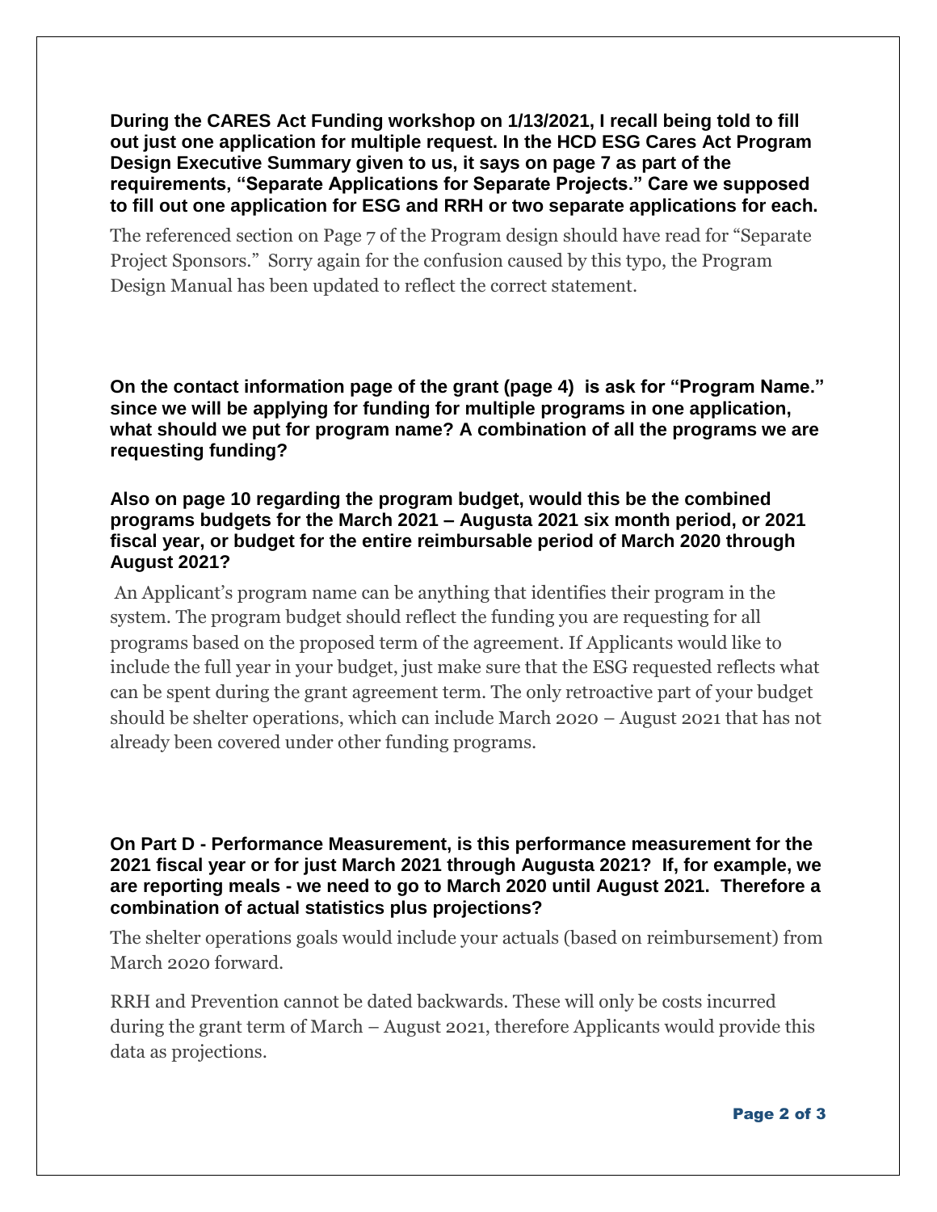**During the CARES Act Funding workshop on 1/13/2021, I recall being told to fill out just one application for multiple request. In the HCD ESG Cares Act Program Design Executive Summary given to us, it says on page 7 as part of the requirements, "Separate Applications for Separate Projects." Care we supposed to fill out one application for ESG and RRH or two separate applications for each.**

The referenced section on Page 7 of the Program design should have read for "Separate Project Sponsors." Sorry again for the confusion caused by this typo, the Program Design Manual has been updated to reflect the correct statement.

**On the contact information page of the grant (page 4) is ask for "Program Name." since we will be applying for funding for multiple programs in one application, what should we put for program name? A combination of all the programs we are requesting funding?**

**Also on page 10 regarding the program budget, would this be the combined programs budgets for the March 2021 – Augusta 2021 six month period, or 2021 fiscal year, or budget for the entire reimbursable period of March 2020 through August 2021?**

An Applicant's program name can be anything that identifies their program in the system. The program budget should reflect the funding you are requesting for all programs based on the proposed term of the agreement. If Applicants would like to include the full year in your budget, just make sure that the ESG requested reflects what can be spent during the grant agreement term. The only retroactive part of your budget should be shelter operations, which can include March 2020 – August 2021 that has not already been covered under other funding programs.

**On Part D - Performance Measurement, is this performance measurement for the 2021 fiscal year or for just March 2021 through Augusta 2021? If, for example, we are reporting meals - we need to go to March 2020 until August 2021. Therefore a combination of actual statistics plus projections?**

The shelter operations goals would include your actuals (based on reimbursement) from March 2020 forward.

RRH and Prevention cannot be dated backwards. These will only be costs incurred during the grant term of March – August 2021, therefore Applicants would provide this data as projections.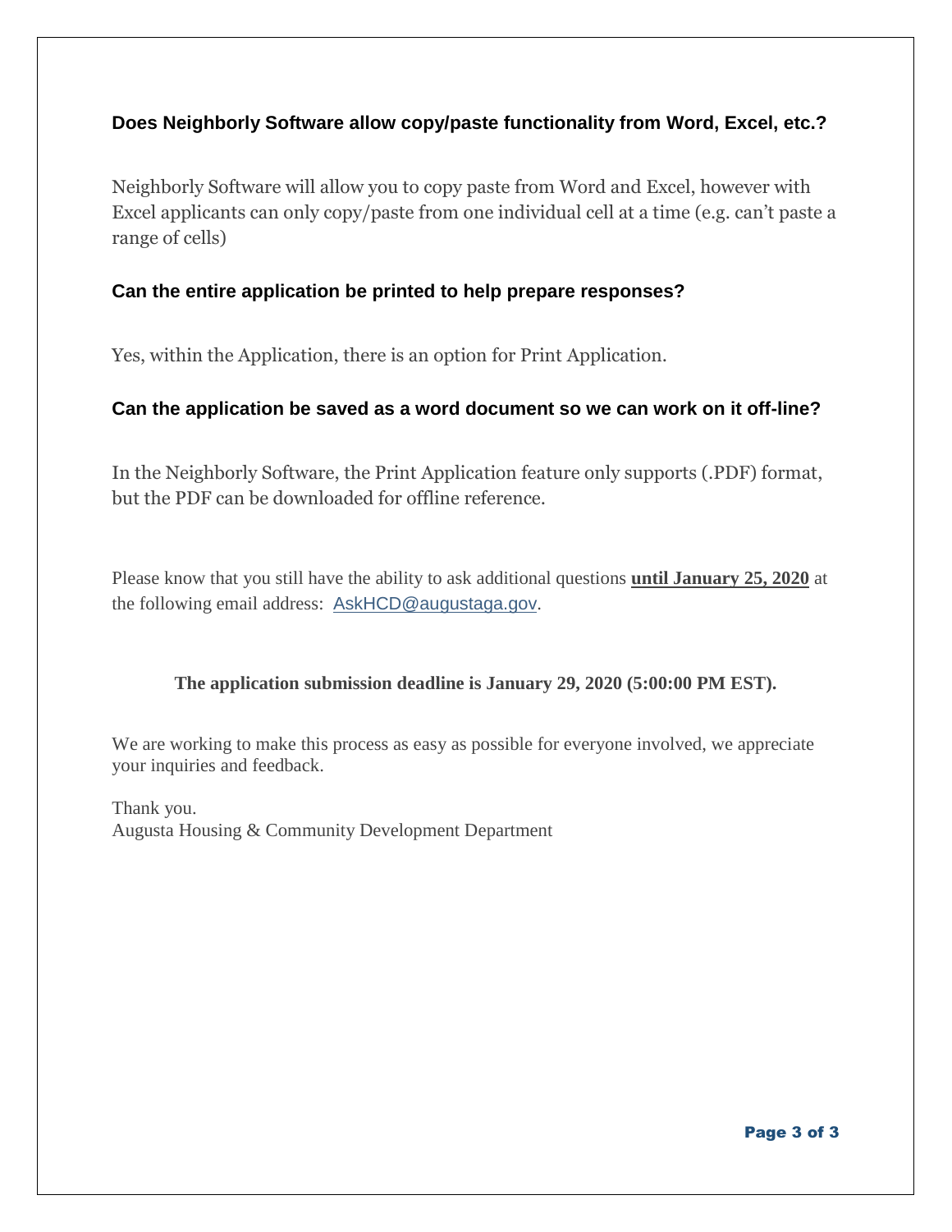**Does Neighborly Software allow copy/paste functionality from Word, Excel, etc.?**

Neighborly Software will allow you to copy paste from Word and Excel, however with Excel applicants can only copy/paste from one individual cell at a time (e.g. can't paste a range of cells)

**Can the entire application be printed to help prepare responses?**

Yes, within the Application, there is an option for Print Application.

**Can the application be saved as a word document so we can work on it off-line?**

In the Neighborly Software, the Print Application feature only supports (.PDF) format, but the PDF can be downloaded for offline reference.

Please know that you still have the ability to ask additional questions **until January 25, 2020** at the following email address: AskHCD@augustaga.gov.

**The application submission deadline is January 29, 2020 (5:00:00 PM EST).**

We are working to make this process as easy as possible for everyone involved, we appreciate your inquiries and feedback.

Thank you.
Augusta Housing & Community Development Department